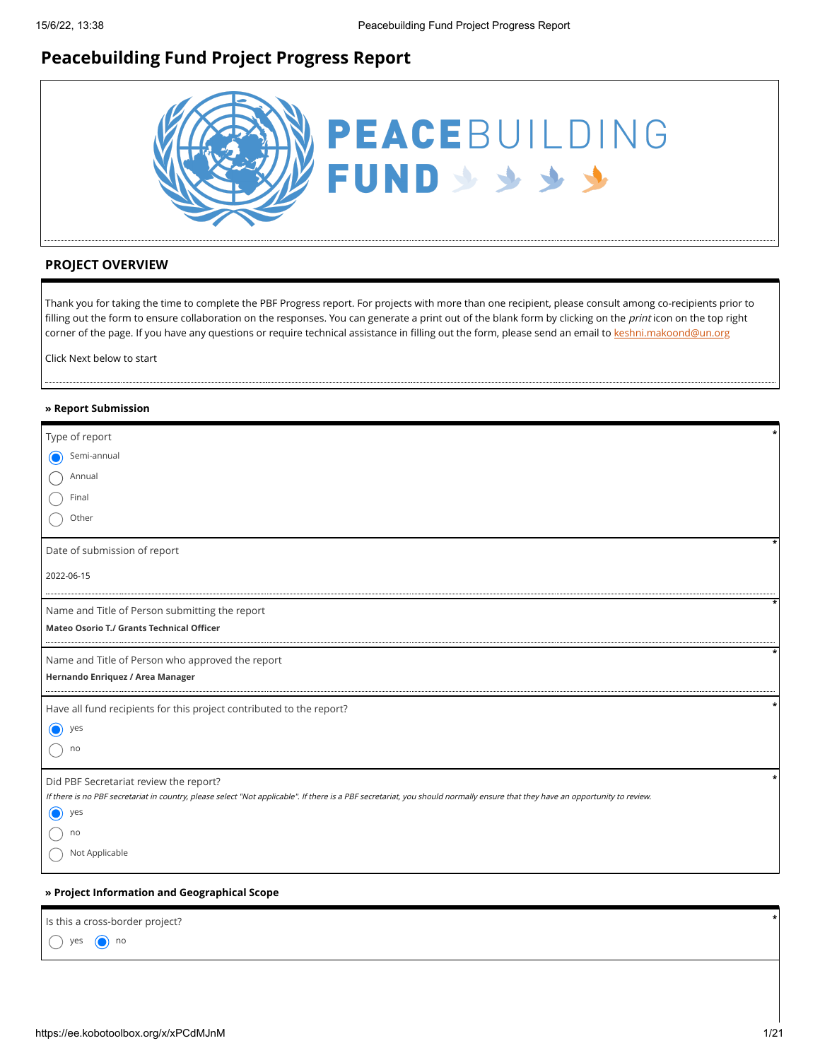# Peacebuilding Fund Project Progress Report

## PROJECT OVERVIEW

Thank you for taking the time to complete the PBF Progress report. For projects with more than one recipient, please consult among co-recipients prior to filling out the form to ensure collaboration on the responses. You can generate a print out of the blank form by clicking on the *print* icon on the top right corner of the page. If you have any questions or require technical assistance in filling out the form, please send an email to keshni.makoond@un.org

Click Next below to start

### » Report Submission

Type of report *

- (x) Semi-annual
- ( ) Annual
- ( ) Final
- ( ) Other

Date of submission of report *

2022-06-15

Name and Title of Person submitting the report *

**Mateo Osorio T./ Grants Technical Officer**

Name and Title of Person who approved the report *

**Hernando Enriquez / Area Manager**

Have all fund recipients for this project contributed to the report? *

- (x) yes
- ( ) no

Did PBF Secretariat review the report? *

*If there is no PBF secretariat in country, please select "Not applicable". If there is a PBF secretariat, you should normally ensure that they have an opportunity to review.*

- (x) yes
- ( ) no
- ( ) Not Applicable

### » Project Information and Geographical Scope

Is this a cross-border project? *

( ) yes (x) no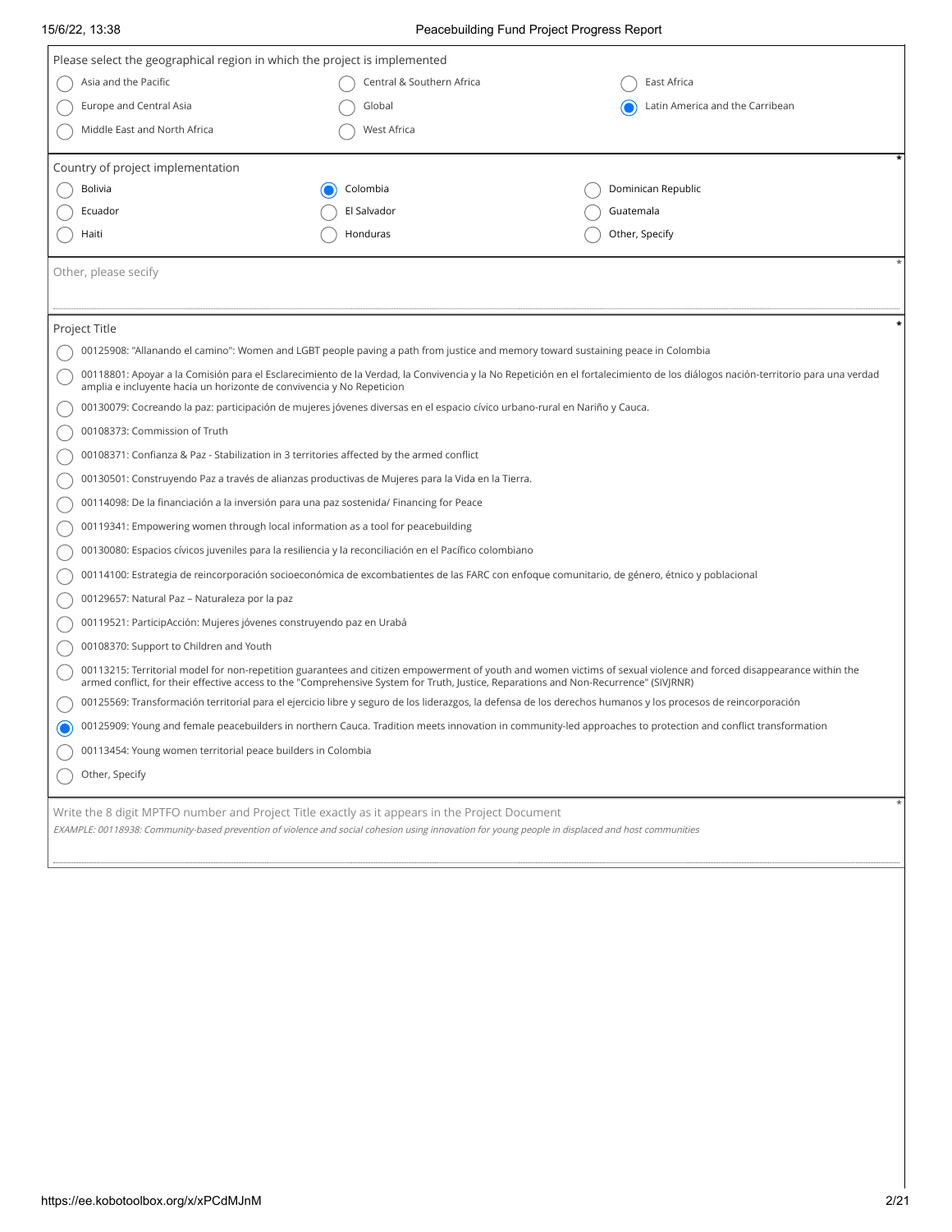Please select the geographical region in which the project is implemented

- ( ) Asia and the Pacific
- ( ) Central & Southern Africa
- ( ) East Africa
- ( ) Europe and Central Asia
- ( ) Global
- (x) Latin America and the Carribean
- ( ) Middle East and North Africa
- ( ) West Africa

Country of project implementation *

- ( ) Bolivia
- (x) Colombia
- ( ) Dominican Republic
- ( ) Ecuador
- ( ) El Salvador
- ( ) Guatemala
- ( ) Haiti
- ( ) Honduras
- ( ) Other, Specify

Other, please secify *

Project Title *

- ( ) 00125908: "Allanando el camino": Women and LGBT people paving a path from justice and memory toward sustaining peace in Colombia
- ( ) 00118801: Apoyar a la Comisión para el Esclarecimiento de la Verdad, la Convivencia y la No Repetición en el fortalecimiento de los diálogos nación-territorio para una verdad amplia e incluyente hacia un horizonte de convivencia y No Repeticion
- ( ) 00130079: Cocreando la paz: participación de mujeres jóvenes diversas en el espacio cívico urbano-rural en Nariño y Cauca.
- ( ) 00108373: Commission of Truth
- ( ) 00108371: Confianza & Paz - Stabilization in 3 territories affected by the armed conflict
- ( ) 00130501: Construyendo Paz a través de alianzas productivas de Mujeres para la Vida en la Tierra.
- ( ) 00114098: De la financiación a la inversión para una paz sostenida/ Financing for Peace
- ( ) 00119341: Empowering women through local information as a tool for peacebuilding
- ( ) 00130080: Espacios cívicos juveniles para la resiliencia y la reconciliación en el Pacífico colombiano
- ( ) 00114100: Estrategia de reincorporación socioeconómica de excombatientes de las FARC con enfoque comunitario, de género, étnico y poblacional
- ( ) 00129657: Natural Paz – Naturaleza por la paz
- ( ) 00119521: ParticipAcción: Mujeres jóvenes construyendo paz en Urabá
- ( ) 00108370: Support to Children and Youth
- ( ) 00113215: Territorial model for non-repetition guarantees and citizen empowerment of youth and women victims of sexual violence and forced disappearance within the armed conflict, for their effective access to the "Comprehensive System for Truth, Justice, Reparations and Non-Recurrence" (SIVJRNR)
- ( ) 00125569: Transformación territorial para el ejercicio libre y seguro de los liderazgos, la defensa de los derechos humanos y los procesos de reincorporación
- (x) 00125909: Young and female peacebuilders in northern Cauca. Tradition meets innovation in community-led approaches to protection and conflict transformation
- ( ) 00113454: Young women territorial peace builders in Colombia
- ( ) Other, Specify

Write the 8 digit MPTFO number and Project Title exactly as it appears in the Project Document *

*EXAMPLE: 00118938: Community-based prevention of violence and social cohesion using innovation for young people in displaced and host communities*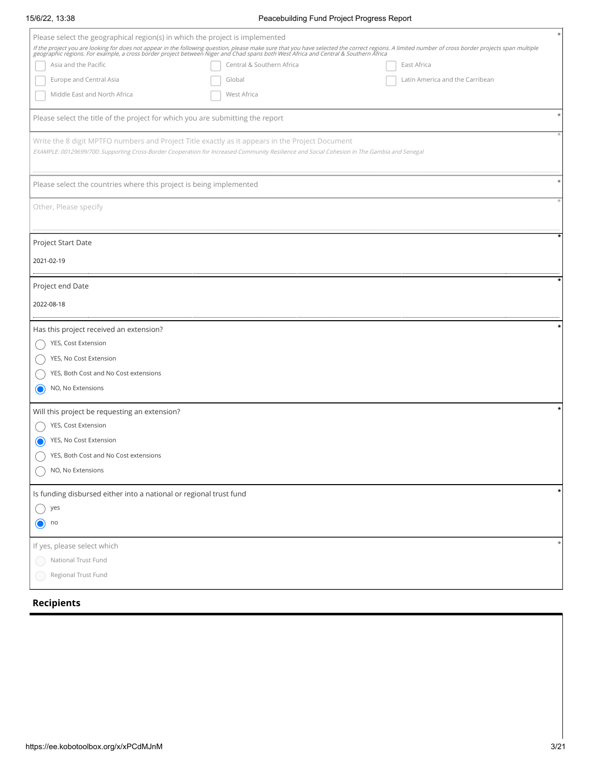Please select the geographical region(s) in which the project is implemented *

*If the project you are looking for does not appear in the following question, please make sure that you have selected the correct regions. A limited number of cross border projects span multiple geographic regions. For example, a cross border project between Niger and Chad spans both West Africa and Central & Southern Africa*

- [ ] Asia and the Pacific
- [ ] Central & Southern Africa
- [ ] East Africa
- [ ] Europe and Central Asia
- [ ] Global
- [ ] Latin America and the Carribean
- [ ] Middle East and North Africa
- [ ] West Africa

Please select the title of the project for which you are submitting the report *

Write the 8 digit MPTFO numbers and Project Title exactly as it appears in the Project Document *

*EXAMPLE: 00129699/700: Supporting Cross-Border Cooperation for Increased Community Resilience and Social Cohesion in The Gambia and Senegal*

Please select the countries where this project is being implemented *

Other, Please specify *

Project Start Date *

2021-02-19

Project end Date *

2022-08-18

Has this project received an extension? *

- ( ) YES, Cost Extension
- ( ) YES, No Cost Extension
- ( ) YES, Both Cost and No Cost extensions
- (x) NO, No Extensions

Will this project be requesting an extension? *

- ( ) YES, Cost Extension
- (x) YES, No Cost Extension
- ( ) YES, Both Cost and No Cost extensions
- ( ) NO, No Extensions

Is funding disbursed either into a national or regional trust fund *

- ( ) yes
- (x) no

If yes, please select which *

- ( ) National Trust Fund
- ( ) Regional Trust Fund

## Recipients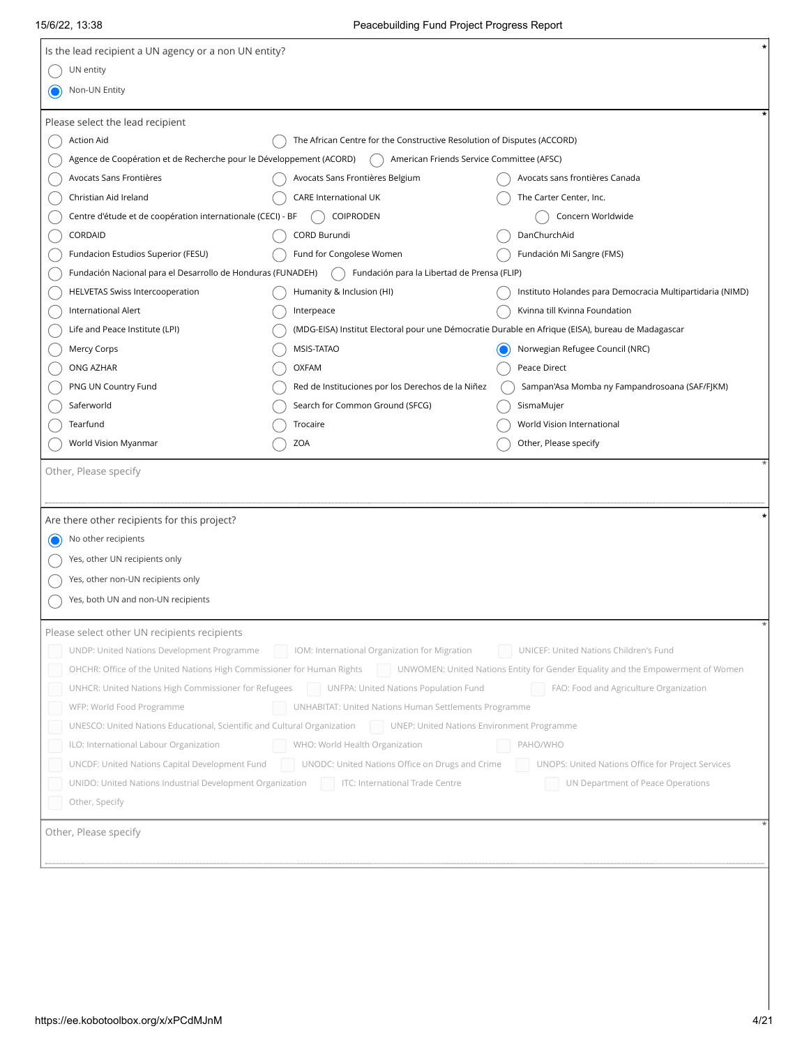Is the lead recipient a UN agency or a non UN entity? *

- ( ) UN entity
- (•) Non-UN Entity

Please select the lead recipient *

- ( ) Action Aid
- ( ) The African Centre for the Constructive Resolution of Disputes (ACCORD)
- ( ) Agence de Coopération et de Recherche pour le Développement (ACORD)
- ( ) American Friends Service Committee (AFSC)
- ( ) Avocats Sans Frontières
- ( ) Avocats Sans Frontières Belgium
- ( ) Avocats sans frontières Canada
- ( ) Christian Aid Ireland
- ( ) CARE International UK
- ( ) The Carter Center, Inc.
- ( ) Centre d'étude et de coopération internationale (CECI) - BF
- ( ) COIPRODEN
- ( ) Concern Worldwide
- ( ) CORDAID
- ( ) CORD Burundi
- ( ) DanChurchAid
- ( ) Fundacion Estudios Superior (FESU)
- ( ) Fund for Congolese Women
- ( ) Fundación Mi Sangre (FMS)
- ( ) Fundación Nacional para el Desarrollo de Honduras (FUNADEH)
- ( ) Fundación para la Libertad de Prensa (FLIP)
- ( ) HELVETAS Swiss Intercooperation
- ( ) Humanity & Inclusion (HI)
- ( ) Instituto Holandes para Democracia Multipartidaria (NIMD)
- ( ) International Alert
- ( ) Interpeace
- ( ) Kvinna till Kvinna Foundation
- ( ) Life and Peace Institute (LPI)
- ( ) (MDG-EISA) Institut Electoral pour une Démocratie Durable en Afrique (EISA), bureau de Madagascar
- ( ) Mercy Corps
- ( ) MSIS-TATAO
- (•) Norwegian Refugee Council (NRC)
- ( ) ONG AZHAR
- ( ) OXFAM
- ( ) Peace Direct
- ( ) PNG UN Country Fund
- ( ) Red de Instituciones por los Derechos de la Niñez
- ( ) Sampan'Asa Momba ny Fampandrosoana (SAF/FJKM)
- ( ) Saferworld
- ( ) Search for Common Ground (SFCG)
- ( ) SismaMujer
- ( ) Tearfund
- ( ) Trocaire
- ( ) World Vision International
- ( ) World Vision Myanmar
- ( ) ZOA
- ( ) Other, Please specify

Other, Please specify *

Are there other recipients for this project? *

- (•) No other recipients
- ( ) Yes, other UN recipients only
- ( ) Yes, other non-UN recipients only
- ( ) Yes, both UN and non-UN recipients

Please select other UN recipients recipients *

- [ ] UNDP: United Nations Development Programme
- [ ] IOM: International Organization for Migration
- [ ] UNICEF: United Nations Children's Fund
- [ ] OHCHR: Office of the United Nations High Commissioner for Human Rights
- [ ] UNWOMEN: United Nations Entity for Gender Equality and the Empowerment of Women
- [ ] UNHCR: United Nations High Commissioner for Refugees
- [ ] UNFPA: United Nations Population Fund
- [ ] FAO: Food and Agriculture Organization
- [ ] WFP: World Food Programme
- [ ] UNHABITAT: United Nations Human Settlements Programme
- [ ] UNESCO: United Nations Educational, Scientific and Cultural Organization
- [ ] UNEP: United Nations Environment Programme
- [ ] ILO: International Labour Organization
- [ ] WHO: World Health Organization
- [ ] PAHO/WHO
- [ ] UNCDF: United Nations Capital Development Fund
- [ ] UNODC: United Nations Office on Drugs and Crime
- [ ] UNOPS: United Nations Office for Project Services
- [ ] UNIDO: United Nations Industrial Development Organization
- [ ] ITC: International Trade Centre
- [ ] UN Department of Peace Operations
- [ ] Other, Specify

Other, Please specify *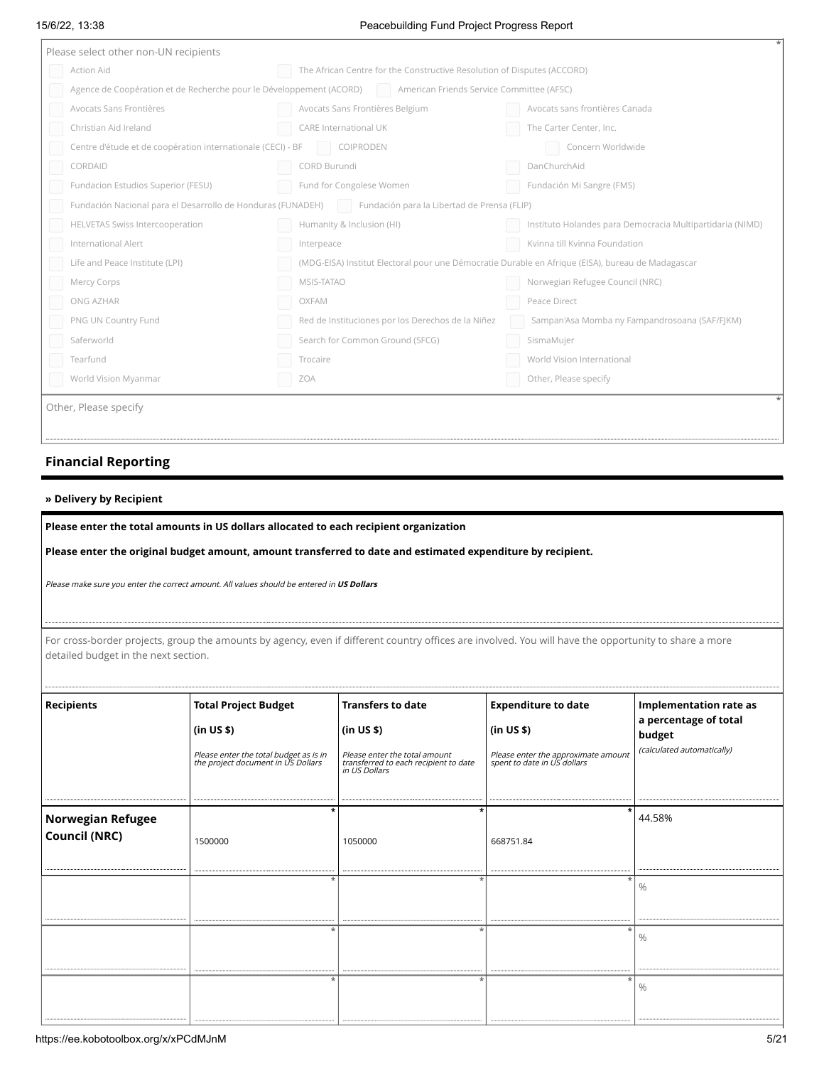Please select other non-UN recipients *

- Action Aid
- The African Centre for the Constructive Resolution of Disputes (ACCORD)
- Agence de Coopération et de Recherche pour le Développement (ACORD)
- American Friends Service Committee (AFSC)
- Avocats Sans Frontières
- Avocats Sans Frontières Belgium
- Avocats sans frontières Canada
- Christian Aid Ireland
- CARE International UK
- The Carter Center, Inc.
- Centre d'étude et de coopération internationale (CECI) - BF
- COIPRODEN
- Concern Worldwide
- CORDAID
- CORD Burundi
- DanChurchAid
- Fundacion Estudios Superior (FESU)
- Fund for Congolese Women
- Fundación Mi Sangre (FMS)
- Fundación Nacional para el Desarrollo de Honduras (FUNADEH)
- Fundación para la Libertad de Prensa (FLIP)
- HELVETAS Swiss Intercooperation
- Humanity & Inclusion (HI)
- Instituto Holandes para Democracia Multipartidaria (NIMD)
- International Alert
- Interpeace
- Kvinna till Kvinna Foundation
- Life and Peace Institute (LPI)
- (MDG-EISA) Institut Electoral pour une Démocratie Durable en Afrique (EISA), bureau de Madagascar
- Mercy Corps
- MSIS-TATAO
- Norwegian Refugee Council (NRC)
- ONG AZHAR
- OXFAM
- Peace Direct
- PNG UN Country Fund
- Red de Instituciones por los Derechos de la Niñez
- Sampan'Asa Momba ny Fampandrosoana (SAF/FJKM)
- Saferworld
- Search for Common Ground (SFCG)
- SismaMujer
- Tearfund
- Trocaire
- World Vision International
- World Vision Myanmar
- ZOA
- Other, Please specify

Other, Please specify *

## Financial Reporting

### » Delivery by Recipient

**Please enter the total amounts in US dollars allocated to each recipient organization**

**Please enter the original budget amount, amount transferred to date and estimated expenditure by recipient.**

*Please make sure you enter the correct amount. All values should be entered in* ***US Dollars***

For cross-border projects, group the amounts by agency, even if different country offices are involved. You will have the opportunity to share a more detailed budget in the next section.

| Recipients | Total Project Budget (in US $) *Please enter the total budget as is in the project document in US Dollars* | Transfers to date (in US $) *Please enter the total amount transferred to each recipient to date in US Dollars* | Expenditure to date (in US $) *Please enter the approximate amount spent to date in US dollars* | Implementation rate as a percentage of total budget *(calculated automatically)* |
|---|---|---|---|---|
| **Norwegian Refugee Council (NRC)** | 1500000 | 1050000 | 668751.84 | 44.58% |
| | | | | % |
| | | | | % |
| | | | | % |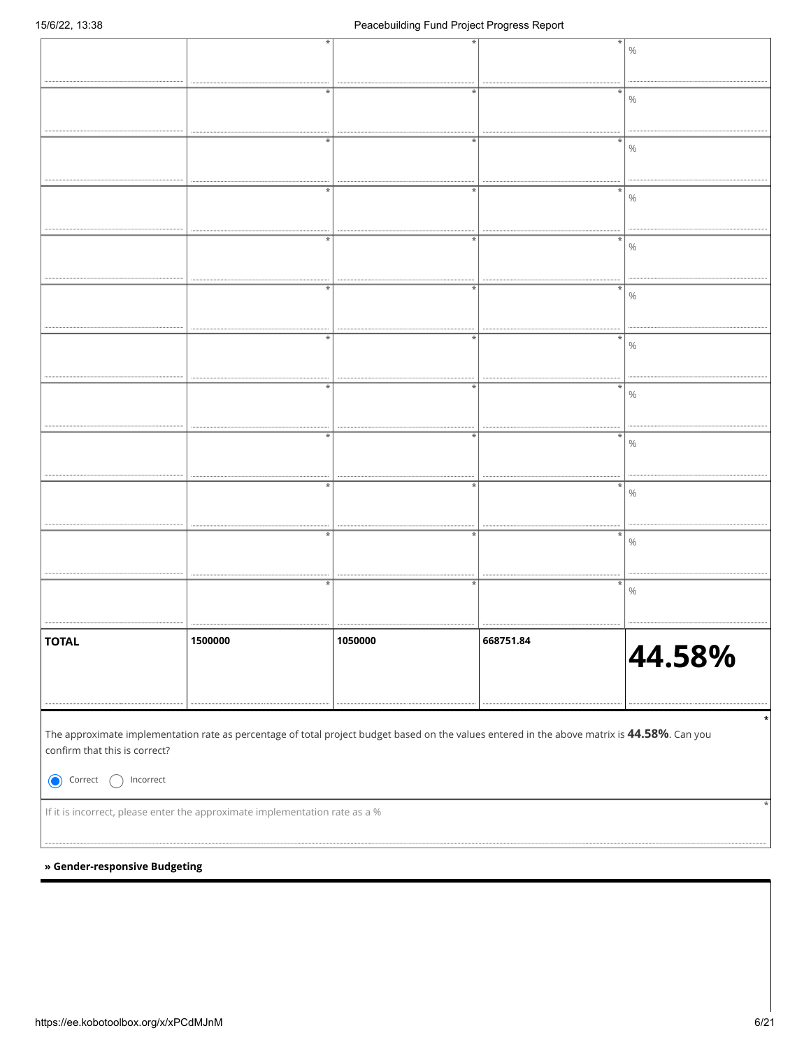| | * | * | * | % |
|---|---|---|---|---|
| | * | * | * | % |
| | * | * | * | % |
| | * | * | * | % |
| | * | * | * | % |
| | * | * | * | % |
| | * | * | * | % |
| | * | * | * | % |
| | * | * | * | % |
| | * | * | * | % |
| | * | * | * | % |
| | * | * | * | % |
| **TOTAL** | **1500000** | **1050000** | **668751.84** | **44.58%** |

The approximate implementation rate as percentage of total project budget based on the values entered in the above matrix is **44.58%**. Can you confirm that this is correct? *

(●) Correct ( ) Incorrect

If it is incorrect, please enter the approximate implementation rate as a % *

**» Gender-responsive Budgeting**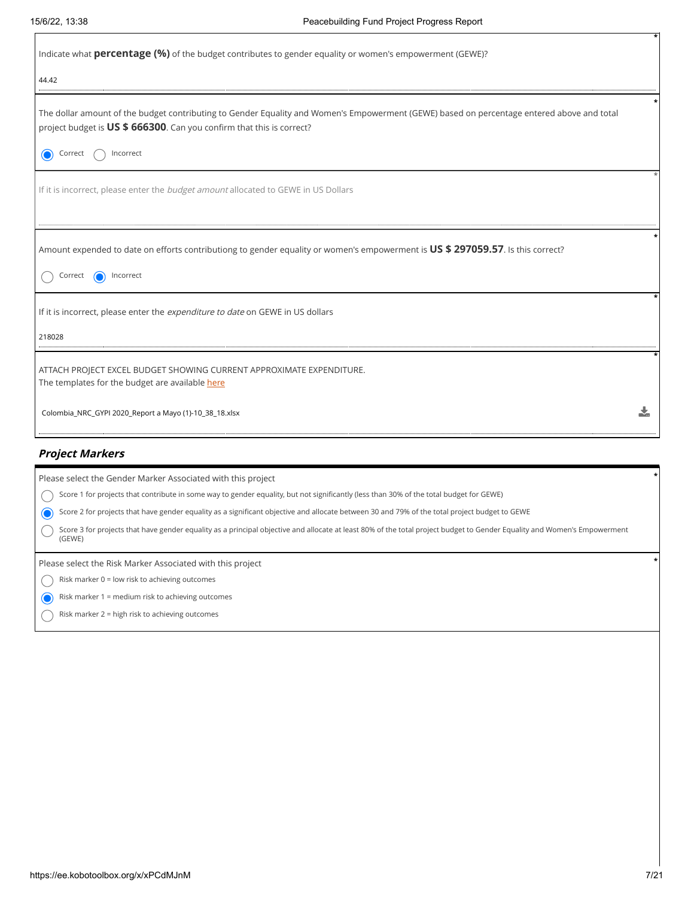Indicate what **percentage (%)** of the budget contributes to gender equality or women's empowerment (GEWE)?

44.42

The dollar amount of the budget contributing to Gender Equality and Women's Empowerment (GEWE) based on percentage entered above and total project budget is **US $ 666300**. Can you confirm that this is correct?

- (●) Correct
- ( ) Incorrect

If it is incorrect, please enter the *budget amount* allocated to GEWE in US Dollars

Amount expended to date on efforts contributiong to gender equality or women's empowerment is **US $ 297059.57**. Is this correct?

- ( ) Correct
- (●) Incorrect

If it is incorrect, please enter the *expenditure to date* on GEWE in US dollars

218028

ATTACH PROJECT EXCEL BUDGET SHOWING CURRENT APPROXIMATE EXPENDITURE.
The templates for the budget are available here

Colombia_NRC_GYPI 2020_Report a Mayo (1)-10_38_18.xlsx

## ***Project Markers***

Please select the Gender Marker Associated with this project

- ( ) Score 1 for projects that contribute in some way to gender equality, but not significantly (less than 30% of the total budget for GEWE)
- (●) Score 2 for projects that have gender equality as a significant objective and allocate between 30 and 79% of the total project budget to GEWE
- ( ) Score 3 for projects that have gender equality as a principal objective and allocate at least 80% of the total project budget to Gender Equality and Women's Empowerment (GEWE)

Please select the Risk Marker Associated with this project

- ( ) Risk marker 0 = low risk to achieving outcomes
- (●) Risk marker 1 = medium risk to achieving outcomes
- ( ) Risk marker 2 = high risk to achieving outcomes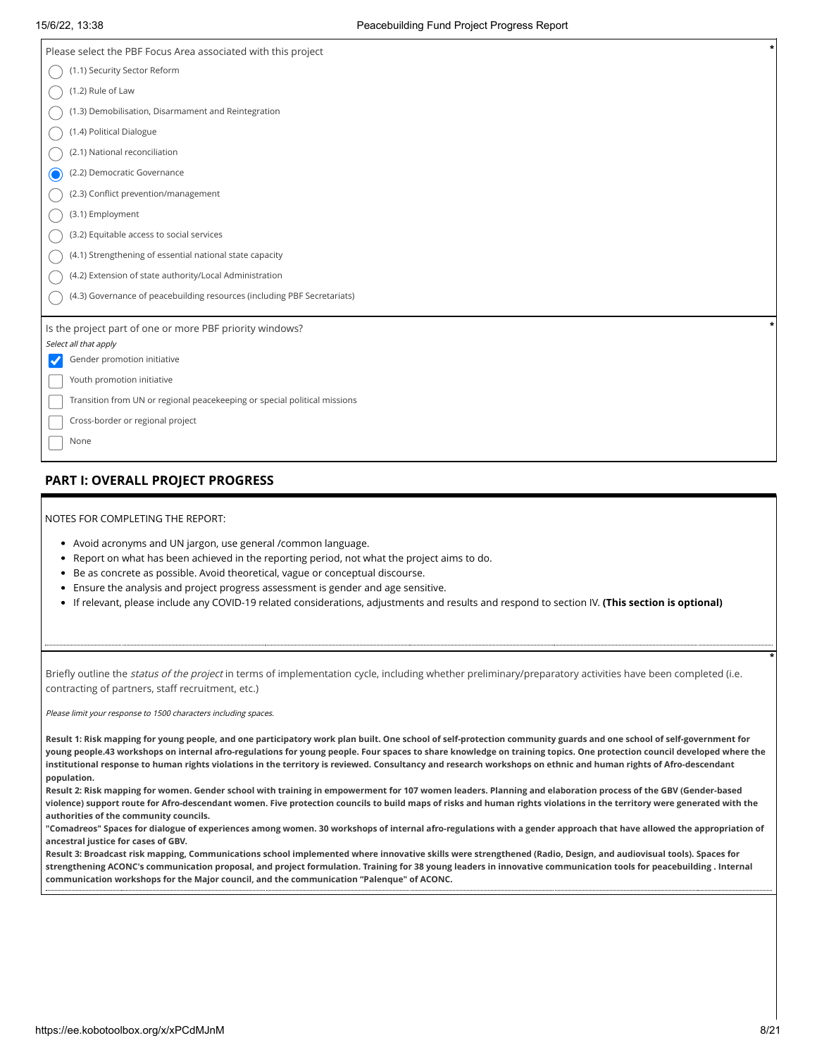Please select the PBF Focus Area associated with this project *

- ( ) (1.1) Security Sector Reform
- ( ) (1.2) Rule of Law
- ( ) (1.3) Demobilisation, Disarmament and Reintegration
- ( ) (1.4) Political Dialogue
- ( ) (2.1) National reconciliation
- (●) (2.2) Democratic Governance
- ( ) (2.3) Conflict prevention/management
- ( ) (3.1) Employment
- ( ) (3.2) Equitable access to social services
- ( ) (4.1) Strengthening of essential national state capacity
- ( ) (4.2) Extension of state authority/Local Administration
- ( ) (4.3) Governance of peacebuilding resources (including PBF Secretariats)

Is the project part of one or more PBF priority windows? *

*Select all that apply*

- [x] Gender promotion initiative
- [ ] Youth promotion initiative
- [ ] Transition from UN or regional peacekeeping or special political missions
- [ ] Cross-border or regional project
- [ ] None

## PART I: OVERALL PROJECT PROGRESS

NOTES FOR COMPLETING THE REPORT:

- Avoid acronyms and UN jargon, use general /common language.
- Report on what has been achieved in the reporting period, not what the project aims to do.
- Be as concrete as possible. Avoid theoretical, vague or conceptual discourse.
- Ensure the analysis and project progress assessment is gender and age sensitive.
- If relevant, please include any COVID-19 related considerations, adjustments and results and respond to section IV. **(This section is optional)**

Briefly outline the *status of the project* in terms of implementation cycle, including whether preliminary/preparatory activities have been completed (i.e. contracting of partners, staff recruitment, etc.) *

*Please limit your response to 1500 characters including spaces.*

**Result 1: Risk mapping for young people, and one participatory work plan built. One school of self-protection community guards and one school of self-government for young people.43 workshops on internal afro-regulations for young people. Four spaces to share knowledge on training topics. One protection council developed where the institutional response to human rights violations in the territory is reviewed. Consultancy and research workshops on ethnic and human rights of Afro-descendant population.**

**Result 2: Risk mapping for women. Gender school with training in empowerment for 107 women leaders. Planning and elaboration process of the GBV (Gender-based violence) support route for Afro-descendant women. Five protection councils to build maps of risks and human rights violations in the territory were generated with the authorities of the community councils.**

**"Comadreos" Spaces for dialogue of experiences among women. 30 workshops of internal afro-regulations with a gender approach that have allowed the appropriation of ancestral justice for cases of GBV.**

**Result 3: Broadcast risk mapping, Communications school implemented where innovative skills were strengthened (Radio, Design, and audiovisual tools). Spaces for strengthening ACONC's communication proposal, and project formulation. Training for 38 young leaders in innovative communication tools for peacebuilding . Internal communication workshops for the Major council, and the communication "Palenque" of ACONC.**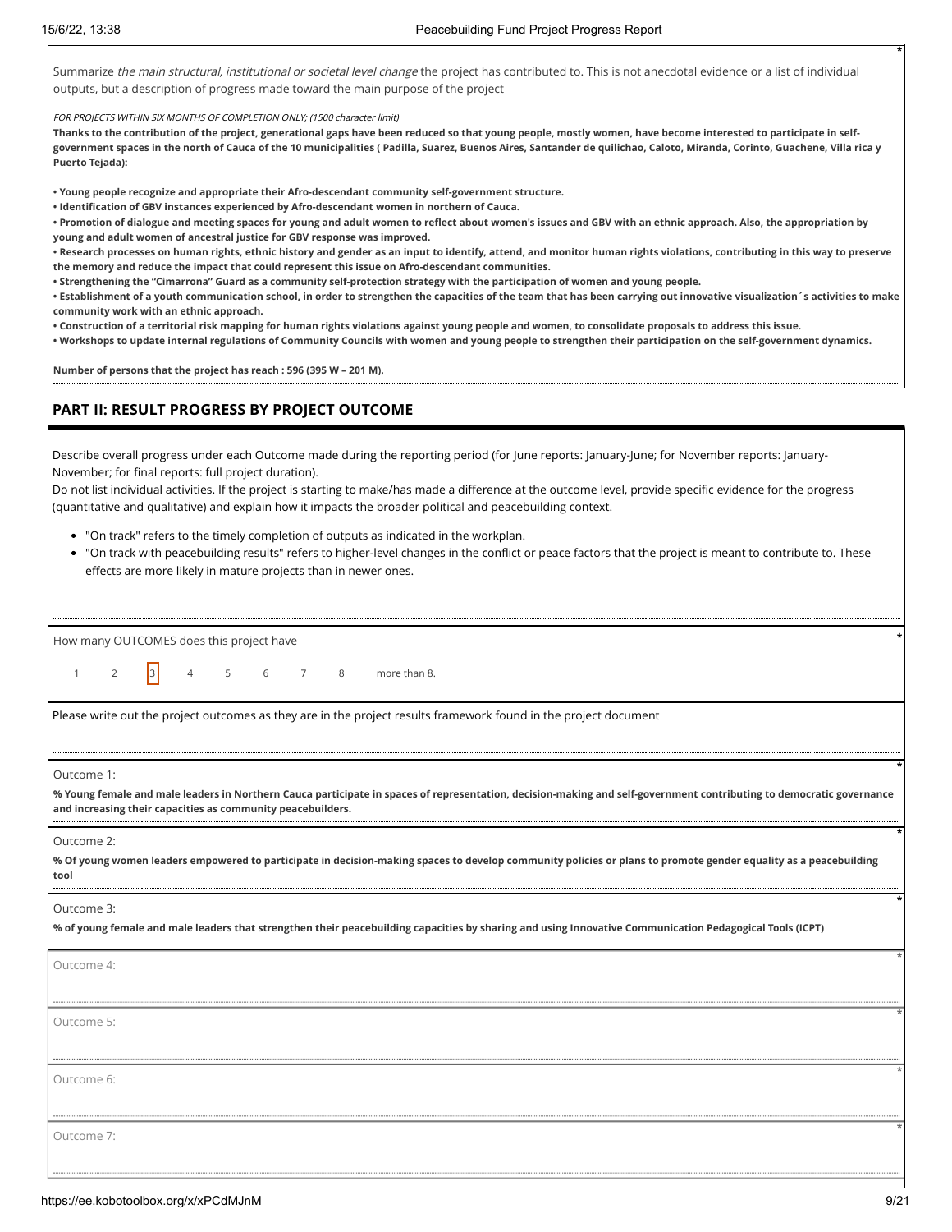Summarize *the main structural, institutional or societal level change* the project has contributed to. This is not anecdotal evidence or a list of individual outputs, but a description of progress made toward the main purpose of the project

*FOR PROJECTS WITHIN SIX MONTHS OF COMPLETION ONLY; (1500 character limit)*

**Thanks to the contribution of the project, generational gaps have been reduced so that young people, mostly women, have become interested to participate in self-government spaces in the north of Cauca of the 10 municipalities ( Padilla, Suarez, Buenos Aires, Santander de quilichao, Caloto, Miranda, Corinto, Guachene, Villa rica y Puerto Tejada):**

**• Young people recognize and appropriate their Afro-descendant community self-government structure.**
**• Identification of GBV instances experienced by Afro-descendant women in northern of Cauca.**
**• Promotion of dialogue and meeting spaces for young and adult women to reflect about women's issues and GBV with an ethnic approach. Also, the appropriation by young and adult women of ancestral justice for GBV response was improved.**
**• Research processes on human rights, ethnic history and gender as an input to identify, attend, and monitor human rights violations, contributing in this way to preserve the memory and reduce the impact that could represent this issue on Afro-descendant communities.**
**• Strengthening the "Cimarrona" Guard as a community self-protection strategy with the participation of women and young people.**
**• Establishment of a youth communication school, in order to strengthen the capacities of the team that has been carrying out innovative visualization´s activities to make community work with an ethnic approach.**
**• Construction of a territorial risk mapping for human rights violations against young people and women, to consolidate proposals to address this issue.**
**• Workshops to update internal regulations of Community Councils with women and young people to strengthen their participation on the self-government dynamics.**

**Number of persons that the project has reach : 596 (395 W – 201 M).**

## PART II: RESULT PROGRESS BY PROJECT OUTCOME

Describe overall progress under each Outcome made during the reporting period (for June reports: January-June; for November reports: January-November; for final reports: full project duration).
Do not list individual activities. If the project is starting to make/has made a difference at the outcome level, provide specific evidence for the progress (quantitative and qualitative) and explain how it impacts the broader political and peacebuilding context.

- "On track" refers to the timely completion of outputs as indicated in the workplan.
- "On track with peacebuilding results" refers to higher-level changes in the conflict or peace factors that the project is meant to contribute to. These effects are more likely in mature projects than in newer ones.

How many OUTCOMES does this project have

1 2 **[3]** 4 5 6 7 8 more than 8.

Please write out the project outcomes as they are in the project results framework found in the project document

Outcome 1:

**% Young female and male leaders in Northern Cauca participate in spaces of representation, decision-making and self-government contributing to democratic governance and increasing their capacities as community peacebuilders.**

Outcome 2:

**% Of young women leaders empowered to participate in decision-making spaces to develop community policies or plans to promote gender equality as a peacebuilding tool**

Outcome 3:

**% of young female and male leaders that strengthen their peacebuilding capacities by sharing and using Innovative Communication Pedagogical Tools (ICPT)**

Outcome 4:

Outcome 5:

Outcome 6:

Outcome 7: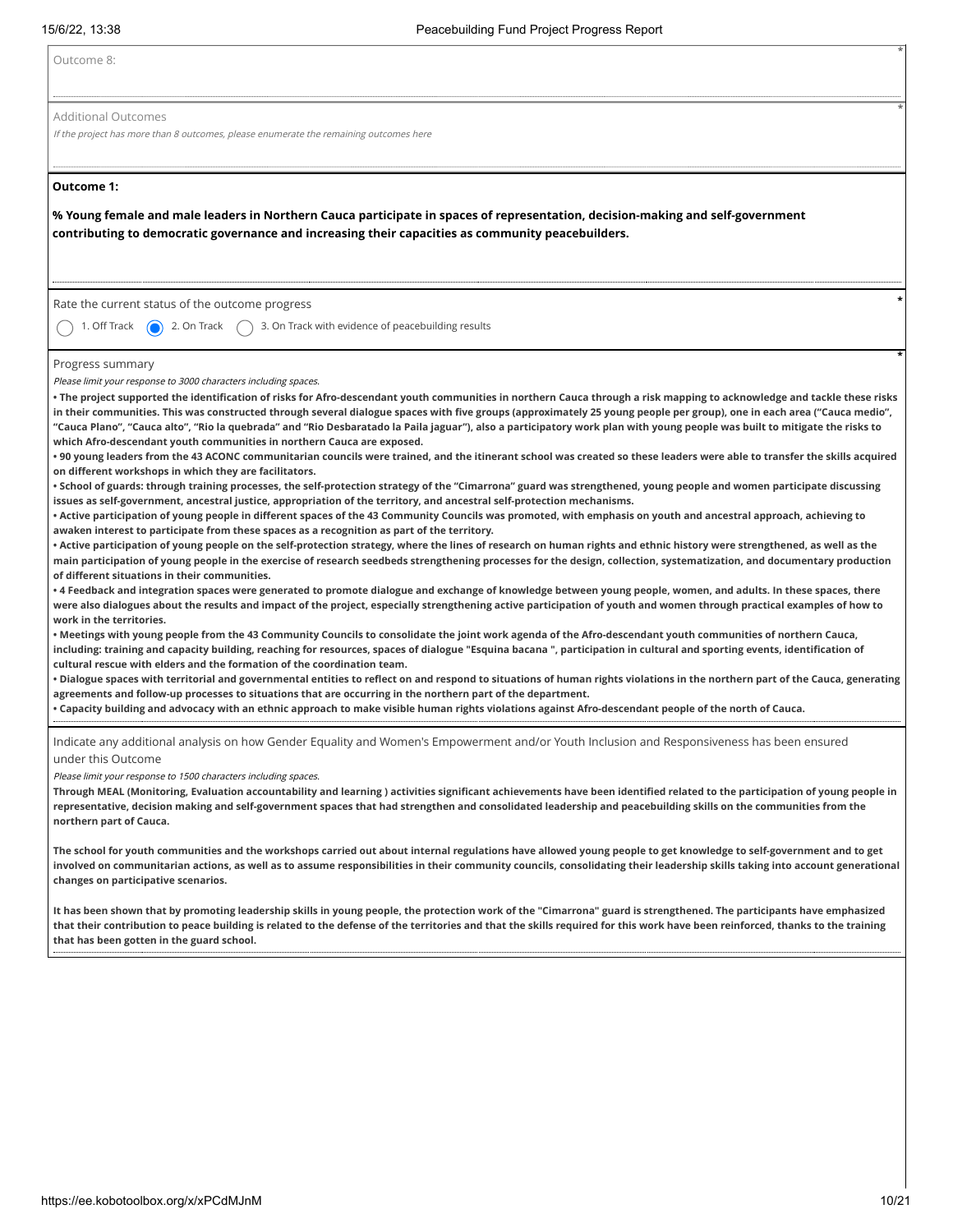Outcome 8:

Additional Outcomes

*If the project has more than 8 outcomes, please enumerate the remaining outcomes here*

**Outcome 1:**

**% Young female and male leaders in Northern Cauca participate in spaces of representation, decision-making and self-government contributing to democratic governance and increasing their capacities as community peacebuilders.**

Rate the current status of the outcome progress

- ○ 1. Off Track
- ● 2. On Track
- ○ 3. On Track with evidence of peacebuilding results

Progress summary

*Please limit your response to 3000 characters including spaces.*

**• The project supported the identification of risks for Afro-descendant youth communities in northern Cauca through a risk mapping to acknowledge and tackle these risks in their communities. This was constructed through several dialogue spaces with five groups (approximately 25 young people per group), one in each area ("Cauca medio", "Cauca Plano", "Cauca alto", "Rio la quebrada" and "Rio Desbaratado la Paila jaguar"), also a participatory work plan with young people was built to mitigate the risks to which Afro-descendant youth communities in northern Cauca are exposed.**

**• 90 young leaders from the 43 ACONC communitarian councils were trained, and the itinerant school was created so these leaders were able to transfer the skills acquired on different workshops in which they are facilitators.**

**• School of guards: through training processes, the self-protection strategy of the "Cimarrona" guard was strengthened, young people and women participate discussing issues as self-government, ancestral justice, appropriation of the territory, and ancestral self-protection mechanisms.**

**• Active participation of young people in different spaces of the 43 Community Councils was promoted, with emphasis on youth and ancestral approach, achieving to awaken interest to participate from these spaces as a recognition as part of the territory.**

**• Active participation of young people on the self-protection strategy, where the lines of research on human rights and ethnic history were strengthened, as well as the main participation of young people in the exercise of research seedbeds strengthening processes for the design, collection, systematization, and documentary production of different situations in their communities.**

**• 4 Feedback and integration spaces were generated to promote dialogue and exchange of knowledge between young people, women, and adults. In these spaces, there were also dialogues about the results and impact of the project, especially strengthening active participation of youth and women through practical examples of how to work in the territories.**

**• Meetings with young people from the 43 Community Councils to consolidate the joint work agenda of the Afro-descendant youth communities of northern Cauca, including: training and capacity building, reaching for resources, spaces of dialogue "Esquina bacana ", participation in cultural and sporting events, identification of cultural rescue with elders and the formation of the coordination team.**

**• Dialogue spaces with territorial and governmental entities to reflect on and respond to situations of human rights violations in the northern part of the Cauca, generating agreements and follow-up processes to situations that are occurring in the northern part of the department.**

**• Capacity building and advocacy with an ethnic approach to make visible human rights violations against Afro-descendant people of the north of Cauca.**

Indicate any additional analysis on how Gender Equality and Women's Empowerment and/or Youth Inclusion and Responsiveness has been ensured under this Outcome

*Please limit your response to 1500 characters including spaces.*

**Through MEAL (Monitoring, Evaluation accountability and learning ) activities significant achievements have been identified related to the participation of young people in representative, decision making and self-government spaces that had strengthen and consolidated leadership and peacebuilding skills on the communities from the northern part of Cauca.**

**The school for youth communities and the workshops carried out about internal regulations have allowed young people to get knowledge to self-government and to get involved on communitarian actions, as well as to assume responsibilities in their community councils, consolidating their leadership skills taking into account generational changes on participative scenarios.**

**It has been shown that by promoting leadership skills in young people, the protection work of the "Cimarrona" guard is strengthened. The participants have emphasized that their contribution to peace building is related to the defense of the territories and that the skills required for this work have been reinforced, thanks to the training that has been gotten in the guard school.**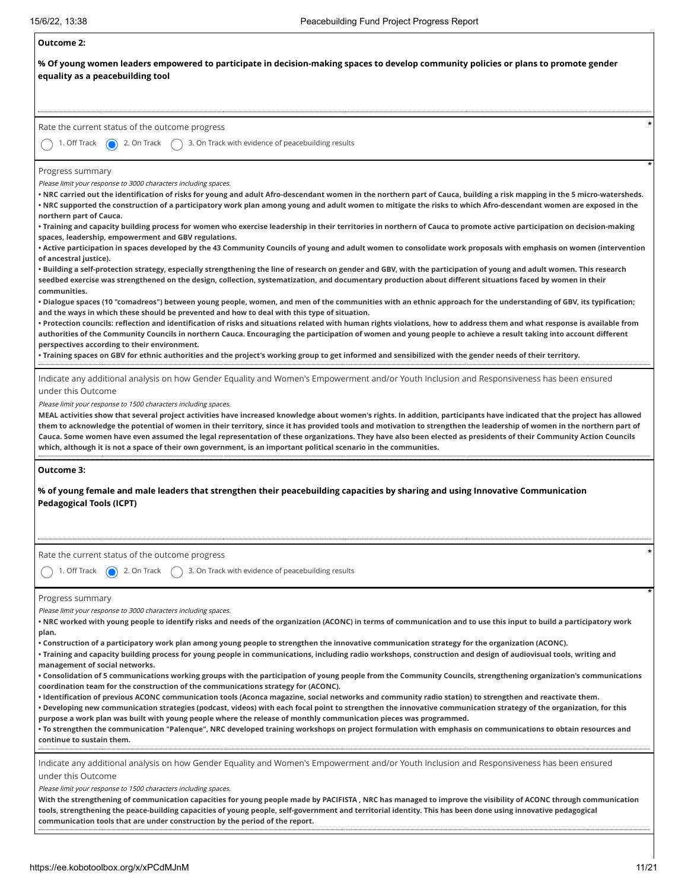**Outcome 2:**

**% Of young women leaders empowered to participate in decision-making spaces to develop community policies or plans to promote gender equality as a peacebuilding tool**

Rate the current status of the outcome progress *

- ○ 1. Off Track
- ● 2. On Track
- ○ 3. On Track with evidence of peacebuilding results

Progress summary *

*Please limit your response to 3000 characters including spaces.*

**• NRC carried out the identification of risks for young and adult Afro-descendant women in the northern part of Cauca, building a risk mapping in the 5 micro-watersheds.**
**• NRC supported the construction of a participatory work plan among young and adult women to mitigate the risks to which Afro-descendant women are exposed in the northern part of Cauca.**
**• Training and capacity building process for women who exercise leadership in their territories in northern of Cauca to promote active participation on decision-making spaces, leadership, empowerment and GBV regulations.**
**• Active participation in spaces developed by the 43 Community Councils of young and adult women to consolidate work proposals with emphasis on women (intervention of ancestral justice).**
**• Building a self-protection strategy, especially strengthening the line of research on gender and GBV, with the participation of young and adult women. This research seedbed exercise was strengthened on the design, collection, systematization, and documentary production about different situations faced by women in their communities.**
**• Dialogue spaces (10 "comadreos") between young people, women, and men of the communities with an ethnic approach for the understanding of GBV, its typification; and the ways in which these should be prevented and how to deal with this type of situation.**
**• Protection councils: reflection and identification of risks and situations related with human rights violations, how to address them and what response is available from authorities of the Community Councils in northern Cauca. Encouraging the participation of women and young people to achieve a result taking into account different perspectives according to their environment.**
**• Training spaces on GBV for ethnic authorities and the project's working group to get informed and sensibilized with the gender needs of their territory.**

Indicate any additional analysis on how Gender Equality and Women's Empowerment and/or Youth Inclusion and Responsiveness has been ensured under this Outcome

*Please limit your response to 1500 characters including spaces.*

**MEAL activities show that several project activities have increased knowledge about women's rights. In addition, participants have indicated that the project has allowed them to acknowledge the potential of women in their territory, since it has provided tools and motivation to strengthen the leadership of women in the northern part of Cauca. Some women have even assumed the legal representation of these organizations. They have also been elected as presidents of their Community Action Councils which, although it is not a space of their own government, is an important political scenario in the communities.**

**Outcome 3:**

**% of young female and male leaders that strengthen their peacebuilding capacities by sharing and using Innovative Communication Pedagogical Tools (ICPT)**

Rate the current status of the outcome progress *

- ○ 1. Off Track
- ● 2. On Track
- ○ 3. On Track with evidence of peacebuilding results

Progress summary *

*Please limit your response to 3000 characters including spaces.*

**• NRC worked with young people to identify risks and needs of the organization (ACONC) in terms of communication and to use this input to build a participatory work plan.**
**• Construction of a participatory work plan among young people to strengthen the innovative communication strategy for the organization (ACONC).**
**• Training and capacity building process for young people in communications, including radio workshops, construction and design of audiovisual tools, writing and management of social networks.**
**• Consolidation of 5 communications working groups with the participation of young people from the Community Councils, strengthening organization's communications coordination team for the construction of the communications strategy for (ACONC).**
**• Identification of previous ACONC communication tools (Aconca magazine, social networks and community radio station) to strengthen and reactivate them.**
**• Developing new communication strategies (podcast, videos) with each focal point to strengthen the innovative communication strategy of the organization, for this purpose a work plan was built with young people where the release of monthly communication pieces was programmed.**
**• To strengthen the communication "Palenque", NRC developed training workshops on project formulation with emphasis on communications to obtain resources and continue to sustain them.**

Indicate any additional analysis on how Gender Equality and Women's Empowerment and/or Youth Inclusion and Responsiveness has been ensured under this Outcome

*Please limit your response to 1500 characters including spaces.*

**With the strengthening of communication capacities for young people made by PACIFISTA , NRC has managed to improve the visibility of ACONC through communication tools, strengthening the peace-building capacities of young people, self-government and territorial identity. This has been done using innovative pedagogical communication tools that are under construction by the period of the report.**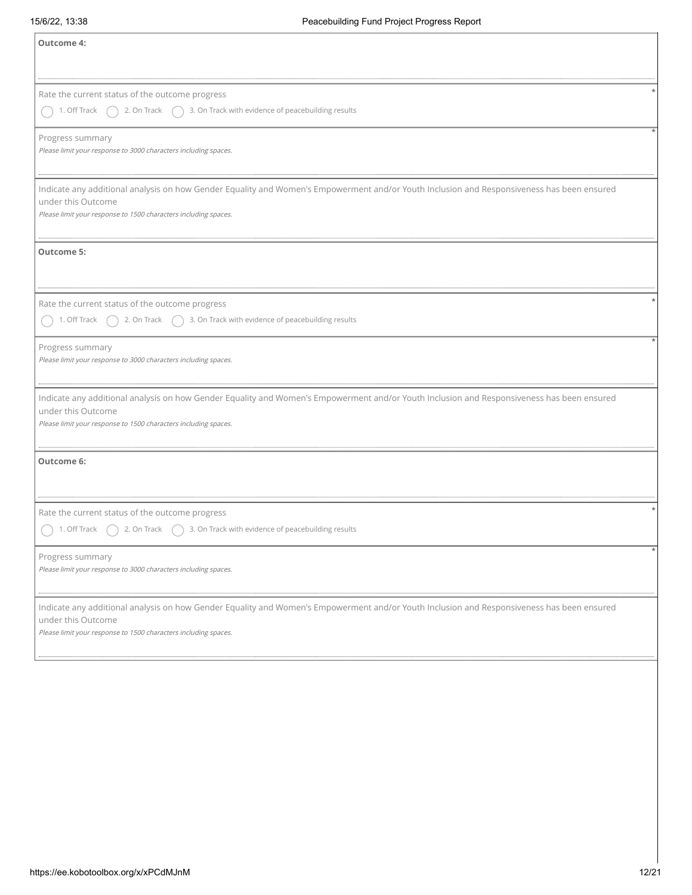**Outcome 4:**

Rate the current status of the outcome progress *

◯ 1. Off Track ◯ 2. On Track ◯ 3. On Track with evidence of peacebuilding results

Progress summary *

*Please limit your response to 3000 characters including spaces.*

Indicate any additional analysis on how Gender Equality and Women's Empowerment and/or Youth Inclusion and Responsiveness has been ensured under this Outcome

*Please limit your response to 1500 characters including spaces.*

**Outcome 5:**

Rate the current status of the outcome progress *

◯ 1. Off Track ◯ 2. On Track ◯ 3. On Track with evidence of peacebuilding results

Progress summary *

*Please limit your response to 3000 characters including spaces.*

Indicate any additional analysis on how Gender Equality and Women's Empowerment and/or Youth Inclusion and Responsiveness has been ensured under this Outcome

*Please limit your response to 1500 characters including spaces.*

**Outcome 6:**

Rate the current status of the outcome progress *

◯ 1. Off Track ◯ 2. On Track ◯ 3. On Track with evidence of peacebuilding results

Progress summary *

*Please limit your response to 3000 characters including spaces.*

Indicate any additional analysis on how Gender Equality and Women's Empowerment and/or Youth Inclusion and Responsiveness has been ensured under this Outcome

*Please limit your response to 1500 characters including spaces.*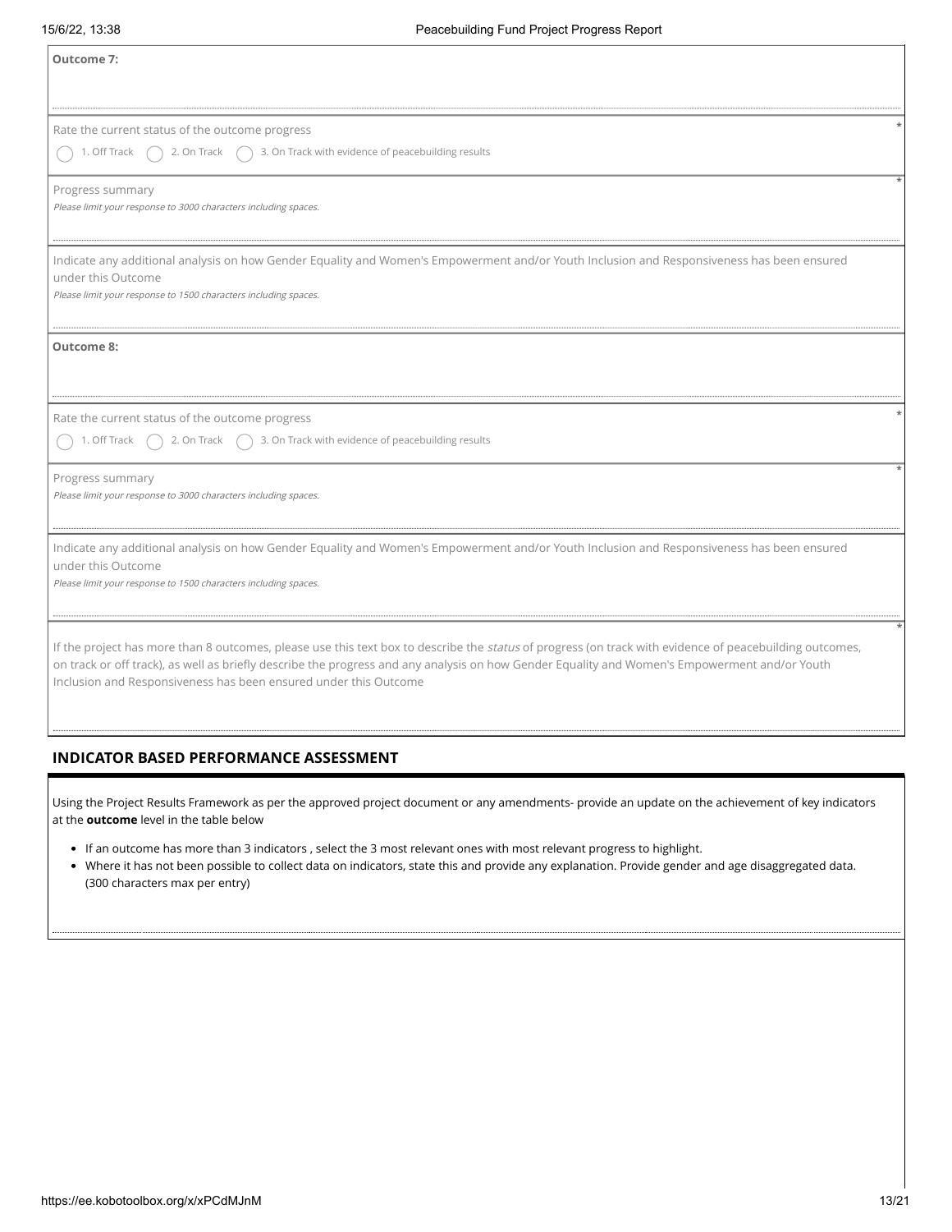**Outcome 7:**

Rate the current status of the outcome progress *

◯ 1. Off Track ◯ 2. On Track ◯ 3. On Track with evidence of peacebuilding results

Progress summary *

*Please limit your response to 3000 characters including spaces.*

Indicate any additional analysis on how Gender Equality and Women's Empowerment and/or Youth Inclusion and Responsiveness has been ensured under this Outcome

*Please limit your response to 1500 characters including spaces.*

**Outcome 8:**

Rate the current status of the outcome progress *

◯ 1. Off Track ◯ 2. On Track ◯ 3. On Track with evidence of peacebuilding results

Progress summary *

*Please limit your response to 3000 characters including spaces.*

Indicate any additional analysis on how Gender Equality and Women's Empowerment and/or Youth Inclusion and Responsiveness has been ensured under this Outcome

*Please limit your response to 1500 characters including spaces.*

If the project has more than 8 outcomes, please use this text box to describe the *status* of progress (on track with evidence of peacebuilding outcomes, on track or off track), as well as briefly describe the progress and any analysis on how Gender Equality and Women's Empowerment and/or Youth Inclusion and Responsiveness has been ensured under this Outcome *

## INDICATOR BASED PERFORMANCE ASSESSMENT

Using the Project Results Framework as per the approved project document or any amendments- provide an update on the achievement of key indicators at the **outcome** level in the table below

- If an outcome has more than 3 indicators , select the 3 most relevant ones with most relevant progress to highlight.
- Where it has not been possible to collect data on indicators, state this and provide any explanation. Provide gender and age disaggregated data. (300 characters max per entry)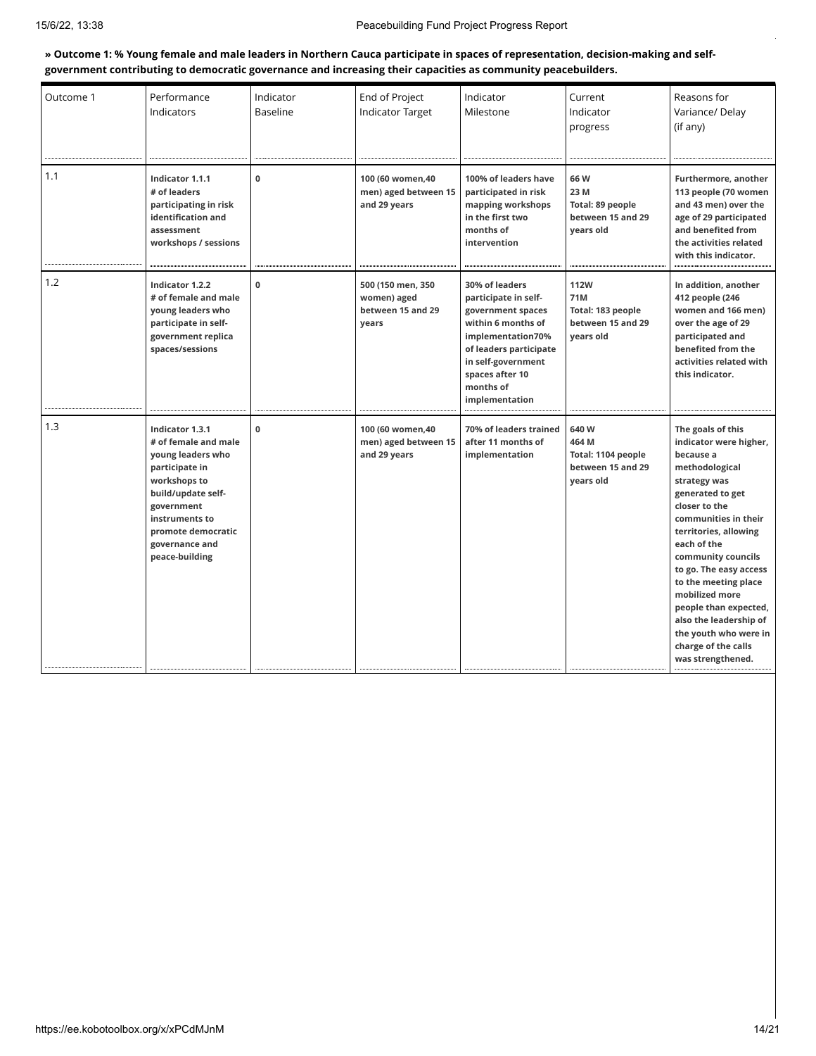**» Outcome 1: % Young female and male leaders in Northern Cauca participate in spaces of representation, decision-making and self-government contributing to democratic governance and increasing their capacities as community peacebuilders.**

| Outcome 1 | Performance Indicators | Indicator Baseline | End of Project Indicator Target | Indicator Milestone | Current Indicator progress | Reasons for Variance/ Delay (if any) |
|---|---|---|---|---|---|---|
| 1.1 | **Indicator 1.1.1 # of leaders participating in risk identification and assessment workshops / sessions** | **0** | **100 (60 women,40 men) aged between 15 and 29 years** | **100% of leaders have participated in risk mapping workshops in the first two months of intervention** | **66 W 23 M Total: 89 people between 15 and 29 years old** | **Furthermore, another 113 people (70 women and 43 men) over the age of 29 participated and benefited from the activities related with this indicator.** |
| 1.2 | **Indicator 1.2.2 # of female and male young leaders who participate in self-government replica spaces/sessions** | **0** | **500 (150 men, 350 women) aged between 15 and 29 years** | **30% of leaders participate in self-government spaces within 6 months of implementation70% of leaders participate in self-government spaces after 10 months of implementation** | **112W 71M Total: 183 people between 15 and 29 years old** | **In addition, another 412 people (246 women and 166 men) over the age of 29 participated and benefited from the activities related with this indicator.** |
| 1.3 | **Indicator 1.3.1 # of female and male young leaders who participate in workshops to build/update self-government instruments to promote democratic governance and peace-building** | **0** | **100 (60 women,40 men) aged between 15 and 29 years** | **70% of leaders trained after 11 months of implementation** | **640 W 464 M Total: 1104 people between 15 and 29 years old** | **The goals of this indicator were higher, because a methodological strategy was generated to get closer to the communities in their territories, allowing each of the community councils to go. The easy access to the meeting place mobilized more people than expected, also the leadership of the youth who were in charge of the calls was strengthened.** |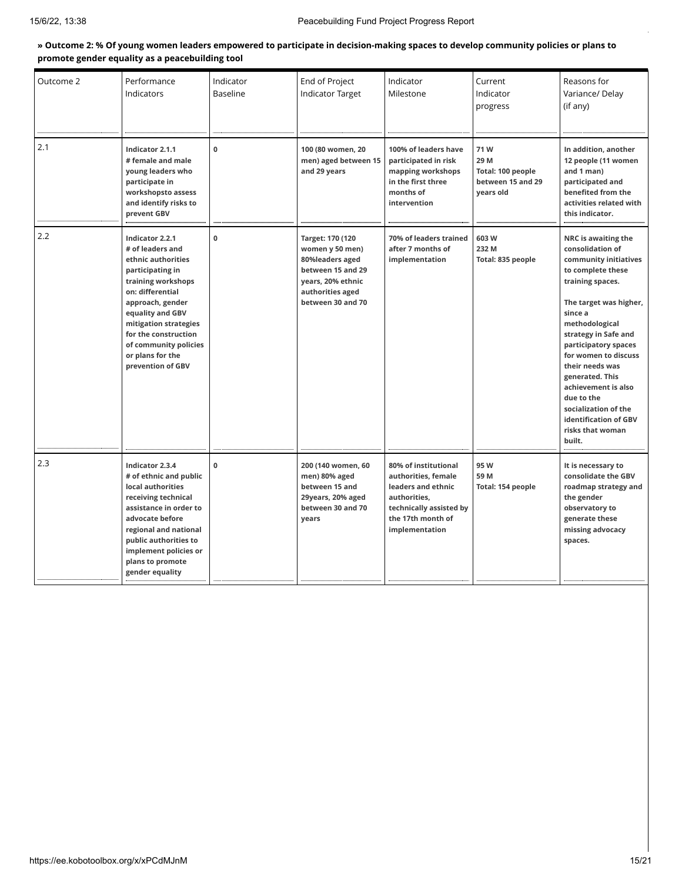**» Outcome 2: % Of young women leaders empowered to participate in decision-making spaces to develop community policies or plans to promote gender equality as a peacebuilding tool**

| Outcome 2 | Performance Indicators | Indicator Baseline | End of Project Indicator Target | Indicator Milestone | Current Indicator progress | Reasons for Variance/ Delay (if any) |
|---|---|---|---|---|---|---|
| 2.1 | **Indicator 2.1.1**<br>**# female and male young leaders who participate in workshopsto assess and identify risks to prevent GBV** | **0** | **100 (80 women, 20 men) aged between 15 and 29 years** | **100% of leaders have participated in risk mapping workshops in the first three months of intervention** | **71 W**<br>**29 M**<br>**Total: 100 people between 15 and 29 years old** | **In addition, another 12 people (11 women and 1 man) participated and benefited from the activities related with this indicator.** |
| 2.2 | **Indicator 2.2.1**<br>**# of leaders and ethnic authorities participating in training workshops on: differential approach, gender equality and GBV mitigation strategies for the construction of community policies or plans for the prevention of GBV** | **0** | **Target: 170 (120 women y 50 men) 80%leaders aged between 15 and 29 years, 20% ethnic authorities aged between 30 and 70** | **70% of leaders trained after 7 months of implementation** | **603 W**<br>**232 M**<br>**Total: 835 people** | **NRC is awaiting the consolidation of community initiatives to complete these training spaces.**<br><br>**The target was higher, since a methodological strategy in Safe and participatory spaces for women to discuss their needs was generated. This achievement is also due to the socialization of the identification of GBV risks that woman built.** |
| 2.3 | **Indicator 2.3.4**<br>**# of ethnic and public local authorities receiving technical assistance in order to advocate before regional and national public authorities to implement policies or plans to promote gender equality** | **0** | **200 (140 women, 60 men) 80% aged between 15 and 29years, 20% aged between 30 and 70 years** | **80% of institutional authorities, female leaders and ethnic authorities, technically assisted by the 17th month of implementation** | **95 W**<br>**59 M**<br>**Total: 154 people** | **It is necessary to consolidate the GBV roadmap strategy and the gender observatory to generate these missing advocacy spaces.** |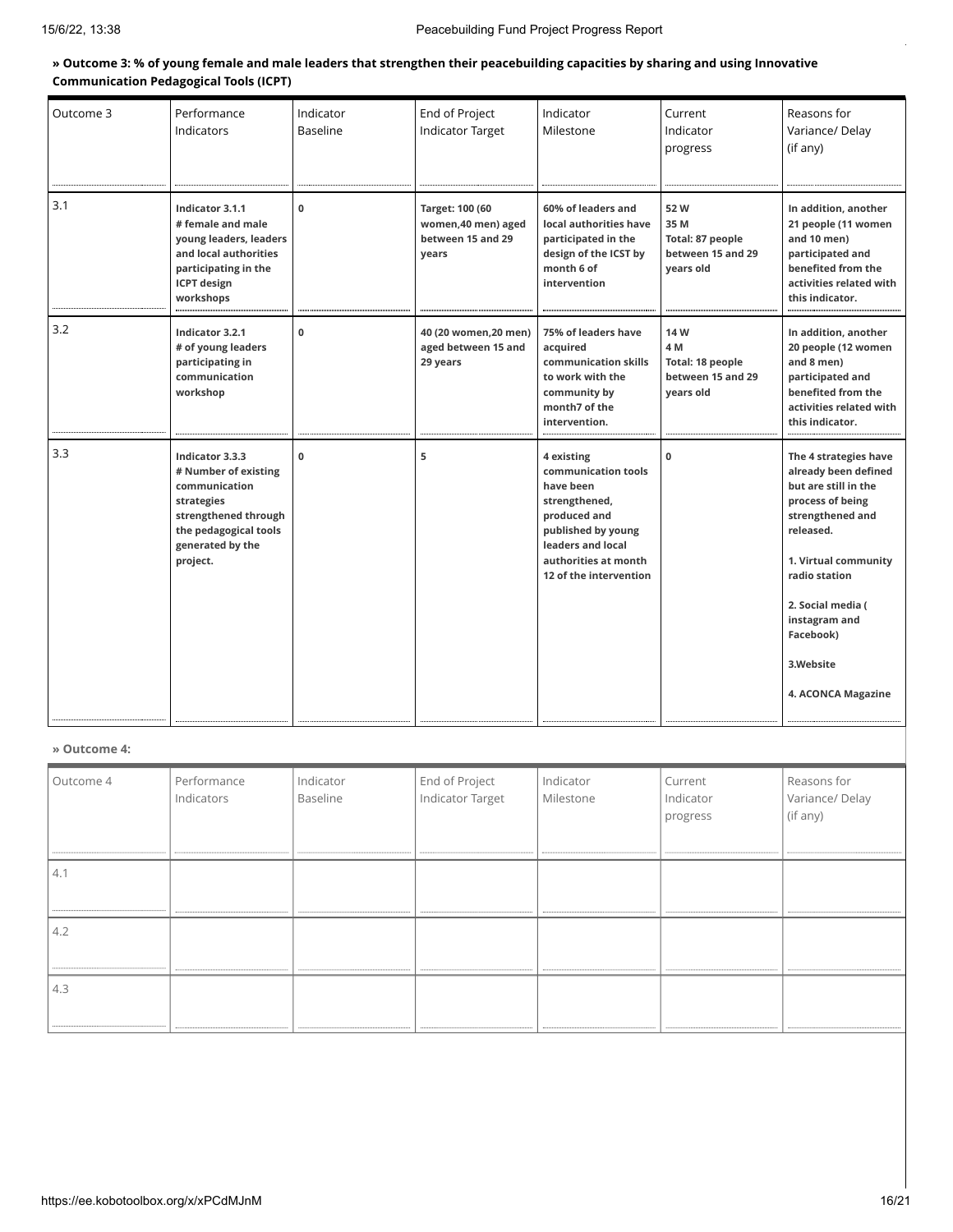**» Outcome 3: % of young female and male leaders that strengthen their peacebuilding capacities by sharing and using Innovative Communication Pedagogical Tools (ICPT)**

| Outcome 3 | Performance Indicators | Indicator Baseline | End of Project Indicator Target | Indicator Milestone | Current Indicator progress | Reasons for Variance/ Delay (if any) |
|---|---|---|---|---|---|---|
| 3.1 | **Indicator 3.1.1**<br>**# female and male young leaders, leaders and local authorities participating in the ICPT design workshops** | **0** | **Target: 100 (60 women,40 men) aged between 15 and 29 years** | **60% of leaders and local authorities have participated in the design of the ICST by month 6 of intervention** | **52 W**<br>**35 M**<br>**Total: 87 people between 15 and 29 years old** | **In addition, another 21 people (11 women and 10 men) participated and benefited from the activities related with this indicator.** |
| 3.2 | **Indicator 3.2.1**<br>**# of young leaders participating in communication workshop** | **0** | **40 (20 women,20 men) aged between 15 and 29 years** | **75% of leaders have acquired communication skills to work with the community by month7 of the intervention.** | **14 W**<br>**4 M**<br>**Total: 18 people between 15 and 29 years old** | **In addition, another 20 people (12 women and 8 men) participated and benefited from the activities related with this indicator.** |
| 3.3 | **Indicator 3.3.3**<br>**# Number of existing communication strategies strengthened through the pedagogical tools generated by the project.** | **0** | **5** | **4 existing communication tools have been strengthened, produced and published by young leaders and local authorities at month 12 of the intervention** | **0** | **The 4 strategies have already been defined but are still in the process of being strengthened and released.**<br><br>**1. Virtual community radio station**<br><br>**2. Social media ( instagram and Facebook)**<br><br>**3.Website**<br><br>**4. ACONCA Magazine** |

**» Outcome 4:**

| Outcome 4 | Performance Indicators | Indicator Baseline | End of Project Indicator Target | Indicator Milestone | Current Indicator progress | Reasons for Variance/ Delay (if any) |
|---|---|---|---|---|---|---|
| 4.1 | | | | | | |
| 4.2 | | | | | | |
| 4.3 | | | | | | |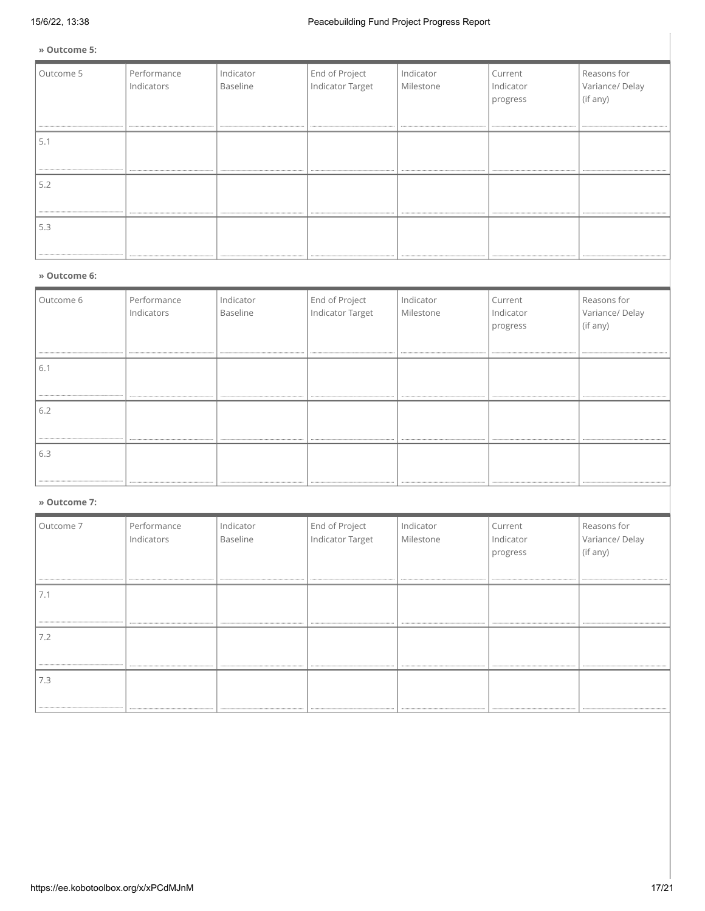**» Outcome 5:**

| Outcome 5 | Performance Indicators | Indicator Baseline | End of Project Indicator Target | Indicator Milestone | Current Indicator progress | Reasons for Variance/ Delay (if any) |
| --- | --- | --- | --- | --- | --- | --- |
| 5.1 | | | | | | |
| 5.2 | | | | | | |
| 5.3 | | | | | | |

**» Outcome 6:**

| Outcome 6 | Performance Indicators | Indicator Baseline | End of Project Indicator Target | Indicator Milestone | Current Indicator progress | Reasons for Variance/ Delay (if any) |
| --- | --- | --- | --- | --- | --- | --- |
| 6.1 | | | | | | |
| 6.2 | | | | | | |
| 6.3 | | | | | | |

**» Outcome 7:**

| Outcome 7 | Performance Indicators | Indicator Baseline | End of Project Indicator Target | Indicator Milestone | Current Indicator progress | Reasons for Variance/ Delay (if any) |
| --- | --- | --- | --- | --- | --- | --- |
| 7.1 | | | | | | |
| 7.2 | | | | | | |
| 7.3 | | | | | | |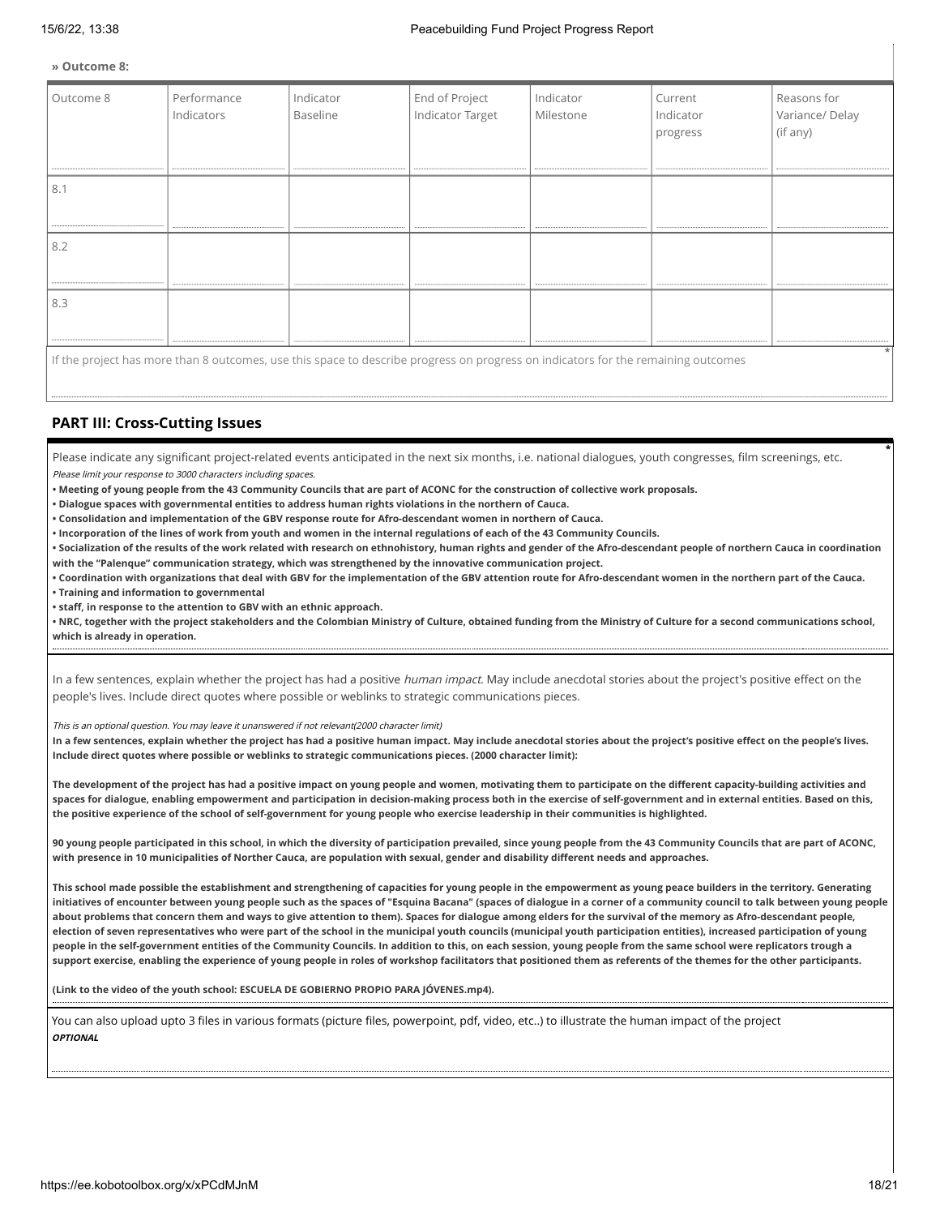**» Outcome 8:**

| Outcome 8 | Performance Indicators | Indicator Baseline | End of Project Indicator Target | Indicator Milestone | Current Indicator progress | Reasons for Variance/ Delay (if any) |
|---|---|---|---|---|---|---|
| 8.1 | | | | | | |
| 8.2 | | | | | | |
| 8.3 | | | | | | |

If the project has more than 8 outcomes, use this space to describe progress on progress on indicators for the remaining outcomes

## PART III: Cross-Cutting Issues

Please indicate any significant project-related events anticipated in the next six months, i.e. national dialogues, youth congresses, film screenings, etc.

*Please limit your response to 3000 characters including spaces.*

**• Meeting of young people from the 43 Community Councils that are part of ACONC for the construction of collective work proposals.**
**• Dialogue spaces with governmental entities to address human rights violations in the northern of Cauca.**
**• Consolidation and implementation of the GBV response route for Afro-descendant women in northern of Cauca.**
**• Incorporation of the lines of work from youth and women in the internal regulations of each of the 43 Community Councils.**
**• Socialization of the results of the work related with research on ethnohistory, human rights and gender of the Afro-descendant people of northern Cauca in coordination with the "Palenque" communication strategy, which was strengthened by the innovative communication project.**
**• Coordination with organizations that deal with GBV for the implementation of the GBV attention route for Afro-descendant women in the northern part of the Cauca.**
**• Training and information to governmental**
**• staff, in response to the attention to GBV with an ethnic approach.**
**• NRC, together with the project stakeholders and the Colombian Ministry of Culture, obtained funding from the Ministry of Culture for a second communications school, which is already in operation.**

In a few sentences, explain whether the project has had a positive *human impact*. May include anecdotal stories about the project's positive effect on the people's lives. Include direct quotes where possible or weblinks to strategic communications pieces.

*This is an optional question. You may leave it unanswered if not relevant(2000 character limit)*

**In a few sentences, explain whether the project has had a positive human impact. May include anecdotal stories about the project's positive effect on the people's lives. Include direct quotes where possible or weblinks to strategic communications pieces. (2000 character limit):**

**The development of the project has had a positive impact on young people and women, motivating them to participate on the different capacity-building activities and spaces for dialogue, enabling empowerment and participation in decision-making process both in the exercise of self-government and in external entities. Based on this, the positive experience of the school of self-government for young people who exercise leadership in their communities is highlighted.**

**90 young people participated in this school, in which the diversity of participation prevailed, since young people from the 43 Community Councils that are part of ACONC, with presence in 10 municipalities of Norther Cauca, are population with sexual, gender and disability different needs and approaches.**

**This school made possible the establishment and strengthening of capacities for young people in the empowerment as young peace builders in the territory. Generating initiatives of encounter between young people such as the spaces of "Esquina Bacana" (spaces of dialogue in a corner of a community council to talk between young people about problems that concern them and ways to give attention to them). Spaces for dialogue among elders for the survival of the memory as Afro-descendant people, election of seven representatives who were part of the school in the municipal youth councils (municipal youth participation entities), increased participation of young people in the self-government entities of the Community Councils. In addition to this, on each session, young people from the same school were replicators trough a support exercise, enabling the experience of young people in roles of workshop facilitators that positioned them as referents of the themes for the other participants.**

**(Link to the video of the youth school: ESCUELA DE GOBIERNO PROPIO PARA JÓVENES.mp4).**

You can also upload upto 3 files in various formats (picture files, powerpoint, pdf, video, etc..) to illustrate the human impact of the project

***OPTIONAL***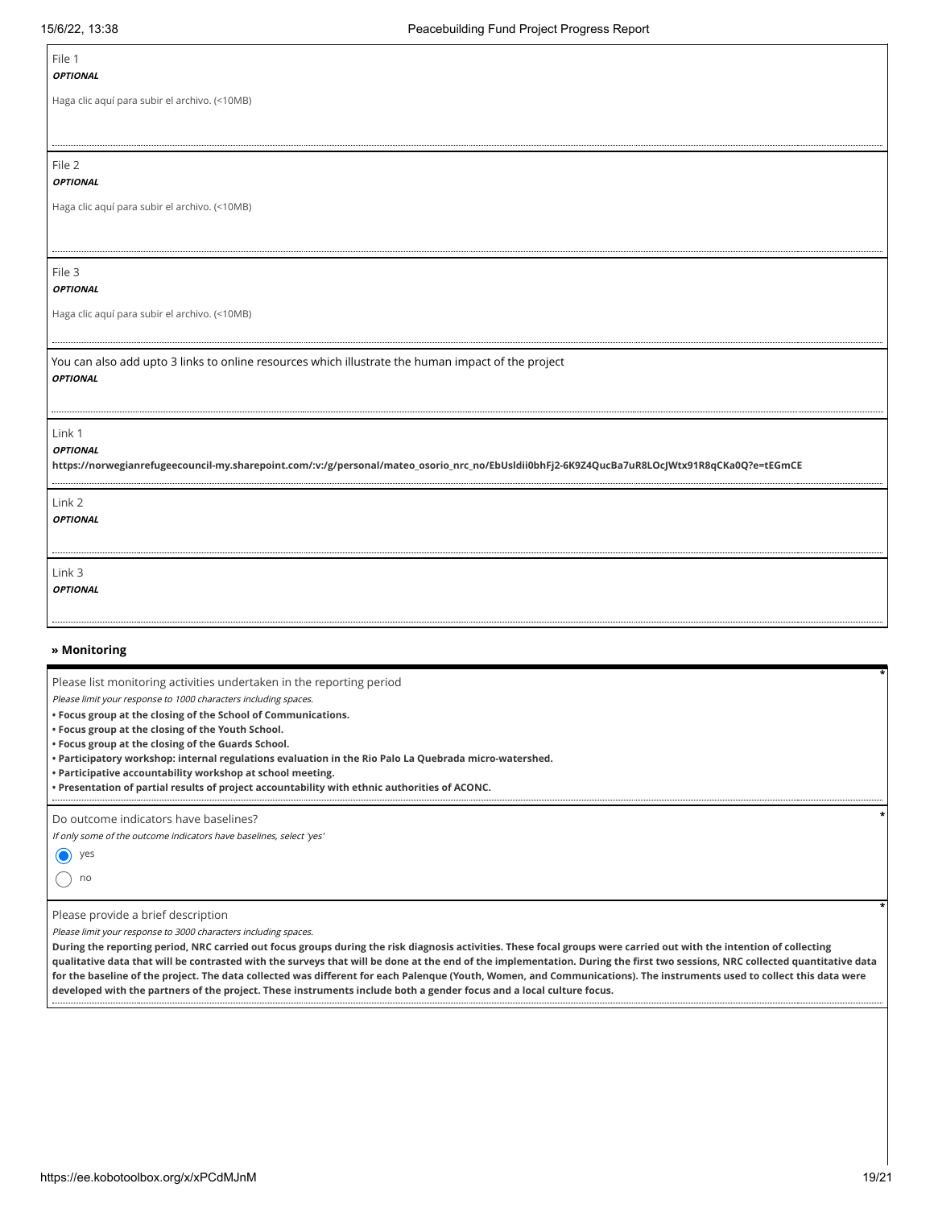File 1
***OPTIONAL***

Haga clic aquí para subir el archivo. (<10MB)

File 2
***OPTIONAL***

Haga clic aquí para subir el archivo. (<10MB)

File 3
***OPTIONAL***

Haga clic aquí para subir el archivo. (<10MB)

You can also add upto 3 links to online resources which illustrate the human impact of the project
***OPTIONAL***

Link 1
***OPTIONAL***
**https://norwegianrefugeecouncil-my.sharepoint.com/:v:/g/personal/mateo_osorio_nrc_no/EbUsldii0bhFj2-6K9Z4QucBa7uR8LOcJWtx91R8qCKa0Q?e=tEGmCE**

Link 2
***OPTIONAL***

Link 3
***OPTIONAL***

### » Monitoring

Please list monitoring activities undertaken in the reporting period *
*Please limit your response to 1000 characters including spaces.*

- **Focus group at the closing of the School of Communications.**
- **Focus group at the closing of the Youth School.**
- **Focus group at the closing of the Guards School.**
- **Participatory workshop: internal regulations evaluation in the Rio Palo La Quebrada micro-watershed.**
- **Participative accountability workshop at school meeting.**
- **Presentation of partial results of project accountability with ethnic authorities of ACONC.**

Do outcome indicators have baselines? *
*If only some of the outcome indicators have baselines, select 'yes'*

- (●) yes
- ( ) no

Please provide a brief description *
*Please limit your response to 3000 characters including spaces.*

**During the reporting period, NRC carried out focus groups during the risk diagnosis activities. These focal groups were carried out with the intention of collecting qualitative data that will be contrasted with the surveys that will be done at the end of the implementation. During the first two sessions, NRC collected quantitative data for the baseline of the project. The data collected was different for each Palenque (Youth, Women, and Communications). The instruments used to collect this data were developed with the partners of the project. These instruments include both a gender focus and a local culture focus.**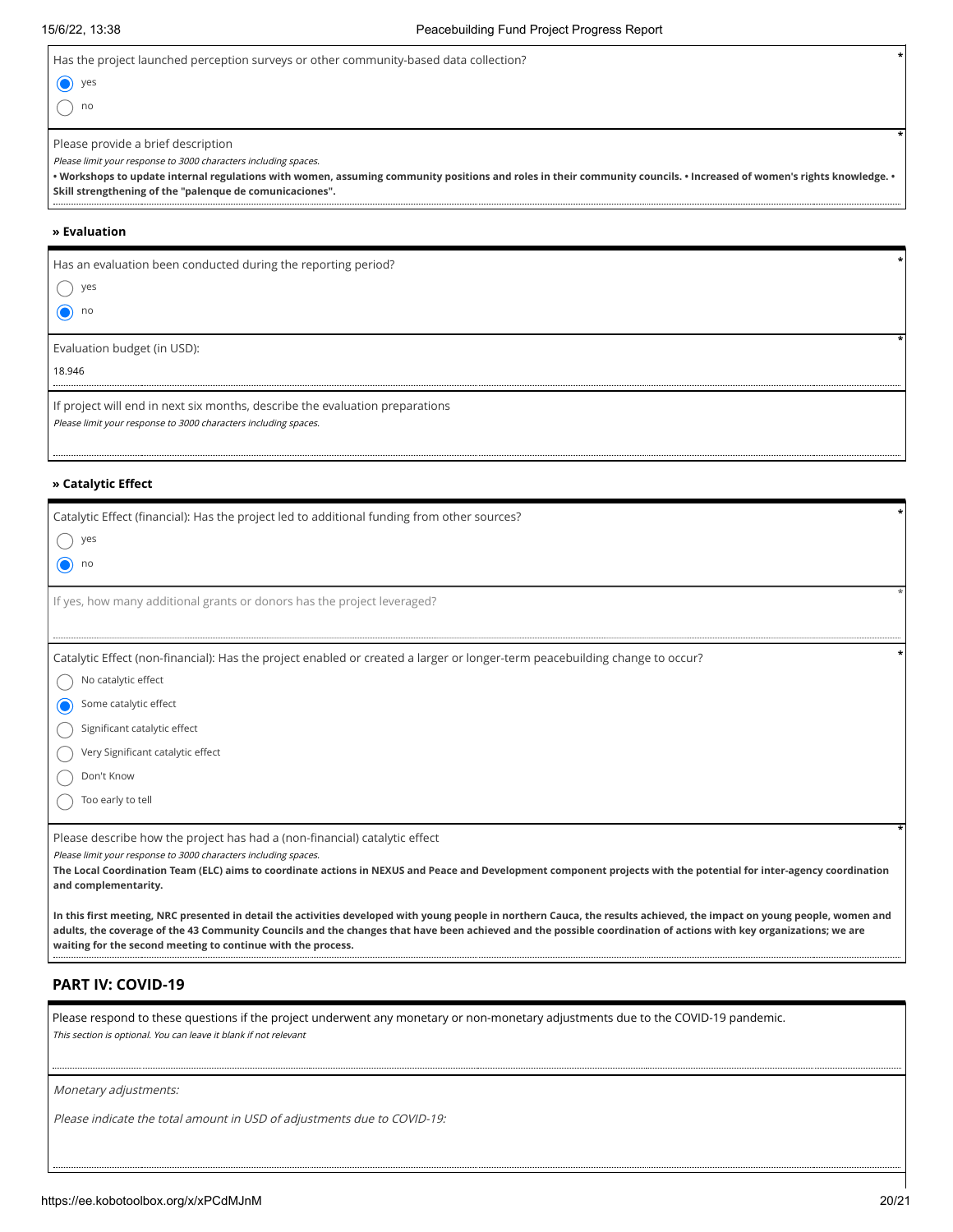Has the project launched perception surveys or other community-based data collection?

- (•) yes
- ( ) no

Please provide a brief description

*Please limit your response to 3000 characters including spaces.*

**• Workshops to update internal regulations with women, assuming community positions and roles in their community councils. • Increased of women's rights knowledge. • Skill strengthening of the "palenque de comunicaciones".**

### » Evaluation

Has an evaluation been conducted during the reporting period?

- ( ) yes
- (•) no

Evaluation budget (in USD):

18.946

If project will end in next six months, describe the evaluation preparations

*Please limit your response to 3000 characters including spaces.*

### » Catalytic Effect

Catalytic Effect (financial): Has the project led to additional funding from other sources?

- ( ) yes
- (•) no

If yes, how many additional grants or donors has the project leveraged?

Catalytic Effect (non-financial): Has the project enabled or created a larger or longer-term peacebuilding change to occur?

- ( ) No catalytic effect
- (•) Some catalytic effect
- ( ) Significant catalytic effect
- ( ) Very Significant catalytic effect
- ( ) Don't Know
- ( ) Too early to tell

Please describe how the project has had a (non-financial) catalytic effect

*Please limit your response to 3000 characters including spaces.*

**The Local Coordination Team (ELC) aims to coordinate actions in NEXUS and Peace and Development component projects with the potential for inter-agency coordination and complementarity.**

**In this first meeting, NRC presented in detail the activities developed with young people in northern Cauca, the results achieved, the impact on young people, women and adults, the coverage of the 43 Community Councils and the changes that have been achieved and the possible coordination of actions with key organizations; we are waiting for the second meeting to continue with the process.**

## PART IV: COVID-19

Please respond to these questions if the project underwent any monetary or non-monetary adjustments due to the COVID-19 pandemic.

*This section is optional. You can leave it blank if not relevant*

*Monetary adjustments:*

*Please indicate the total amount in USD of adjustments due to COVID-19:*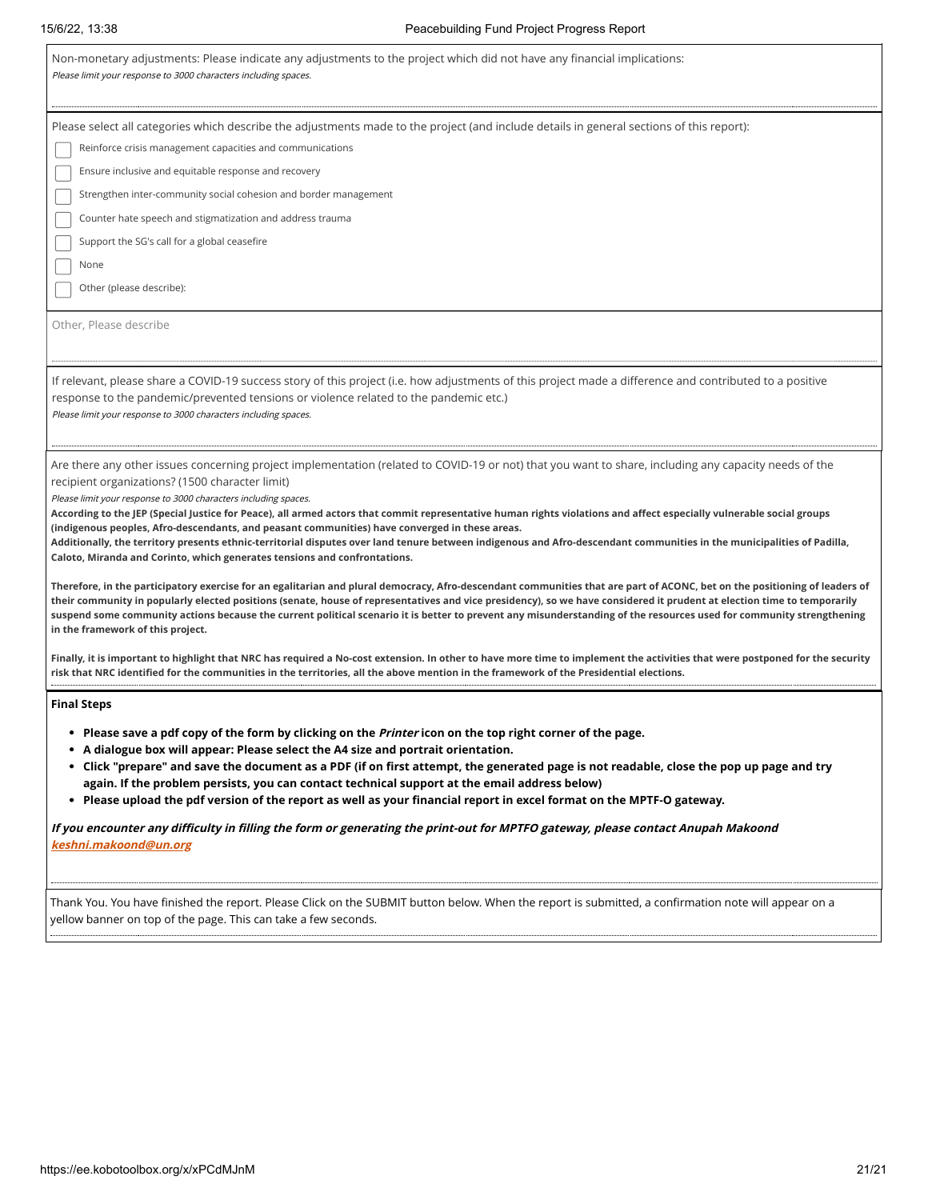Non-monetary adjustments: Please indicate any adjustments to the project which did not have any financial implications:
*Please limit your response to 3000 characters including spaces.*

Please select all categories which describe the adjustments made to the project (and include details in general sections of this report):

- [ ] Reinforce crisis management capacities and communications
- [ ] Ensure inclusive and equitable response and recovery
- [ ] Strengthen inter-community social cohesion and border management
- [ ] Counter hate speech and stigmatization and address trauma
- [ ] Support the SG's call for a global ceasefire
- [ ] None
- [ ] Other (please describe):

Other, Please describe

If relevant, please share a COVID-19 success story of this project (i.e. how adjustments of this project made a difference and contributed to a positive response to the pandemic/prevented tensions or violence related to the pandemic etc.)
*Please limit your response to 3000 characters including spaces.*

Are there any other issues concerning project implementation (related to COVID-19 or not) that you want to share, including any capacity needs of the recipient organizations? (1500 character limit)
*Please limit your response to 3000 characters including spaces.*

**According to the JEP (Special Justice for Peace), all armed actors that commit representative human rights violations and affect especially vulnerable social groups (indigenous peoples, Afro-descendants, and peasant communities) have converged in these areas.**
**Additionally, the territory presents ethnic-territorial disputes over land tenure between indigenous and Afro-descendant communities in the municipalities of Padilla, Caloto, Miranda and Corinto, which generates tensions and confrontations.**

**Therefore, in the participatory exercise for an egalitarian and plural democracy, Afro-descendant communities that are part of ACONC, bet on the positioning of leaders of their community in popularly elected positions (senate, house of representatives and vice presidency), so we have considered it prudent at election time to temporarily suspend some community actions because the current political scenario it is better to prevent any misunderstanding of the resources used for community strengthening in the framework of this project.**

**Finally, it is important to highlight that NRC has required a No-cost extension. In other to have more time to implement the activities that were postponed for the security risk that NRC identified for the communities in the territories, all the above mention in the framework of the Presidential elections.**

**Final Steps**

- **Please save a pdf copy of the form by clicking on the *Printer* icon on the top right corner of the page.**
- **A dialogue box will appear: Please select the A4 size and portrait orientation.**
- **Click "prepare" and save the document as a PDF (if on first attempt, the generated page is not readable, close the pop up page and try again. If the problem persists, you can contact technical support at the email address below)**
- **Please upload the pdf version of the report as well as your financial report in excel format on the MPTF-O gateway.**

***If you encounter any difficulty in filling the form or generating the print-out for MPTFO gateway, please contact Anupah Makoond keshni.makoond@un.org***

Thank You. You have finished the report. Please Click on the SUBMIT button below. When the report is submitted, a confirmation note will appear on a yellow banner on top of the page. This can take a few seconds.